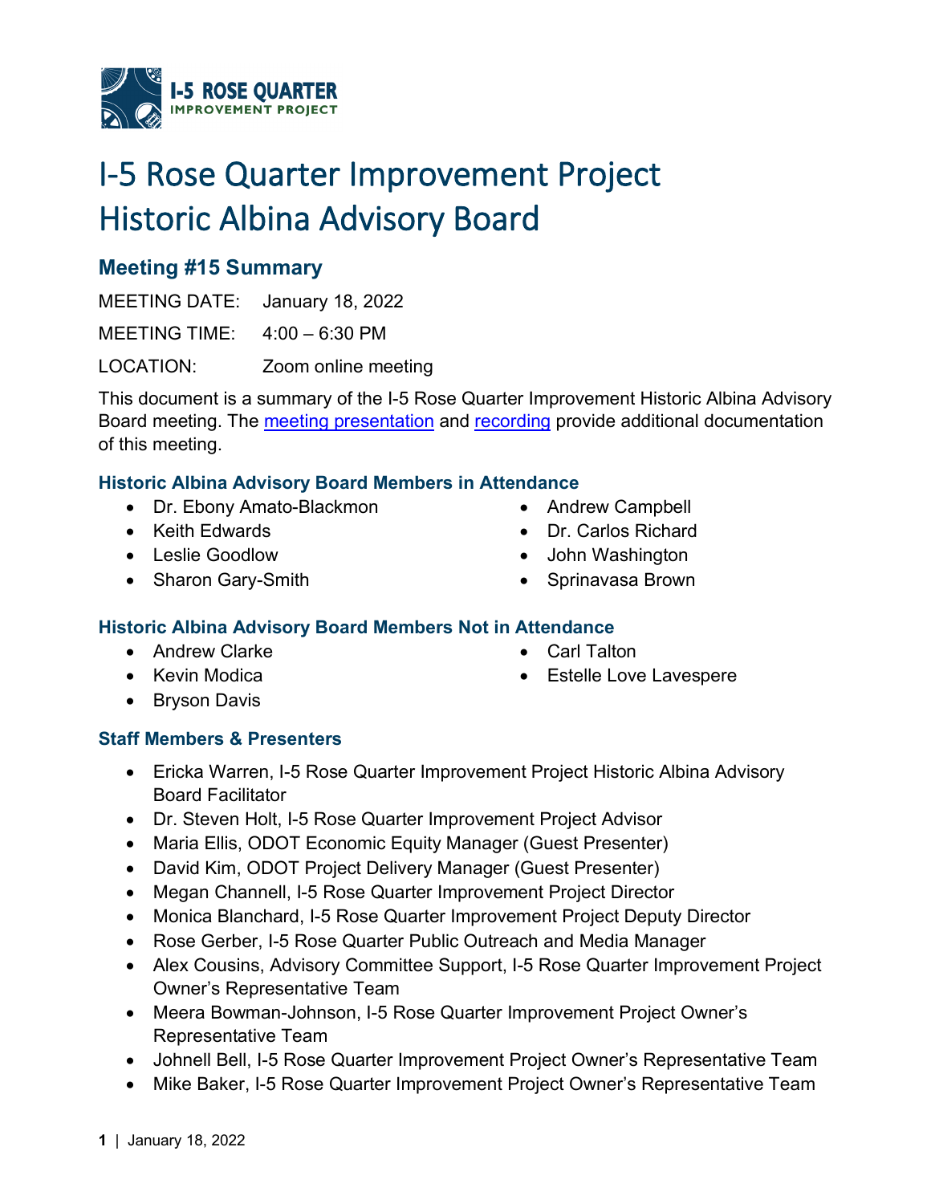# I-5 Rose Quarter Improvement Project Historic Albina Advisory Board

## Meeting #15 Summary

MEETING DATE: January 18, 2022

MEETING TIME: 4:00 – 6:30 PM

LOCATION: Zoom online meeting

This document is a summary of the I-5 Rose Quarter Improvement Historic Albina Advisory Board meeting. The meeting presentation and recording provide additional documentation of this meeting.

### Historic Albina Advisory Board Members in Attendance

- Dr. Ebony Amato-Blackmon
- Keith Edwards
- Leslie Goodlow
- Sharon Gary-Smith
- Andrew Campbell
- Dr. Carlos Richard
- John Washington
- Sprinavasa Brown

### Historic Albina Advisory Board Members Not in Attendance

- Andrew Clarke
- Kevin Modica
- Bryson Davis
- Carl Talton
- Estelle Love Lavespere

### Staff Members & Presenters

- Ericka Warren, I-5 Rose Quarter Improvement Project Historic Albina Advisory Board Facilitator
- Dr. Steven Holt, I-5 Rose Quarter Improvement Project Advisor
- Maria Ellis, ODOT Economic Equity Manager (Guest Presenter)
- David Kim, ODOT Project Delivery Manager (Guest Presenter)
- Megan Channell, I-5 Rose Quarter Improvement Project Director
- Monica Blanchard, I-5 Rose Quarter Improvement Project Deputy Director
- Rose Gerber, I-5 Rose Quarter Public Outreach and Media Manager
- Alex Cousins, Advisory Committee Support, I-5 Rose Quarter Improvement Project Owner's Representative Team
- Meera Bowman-Johnson, I-5 Rose Quarter Improvement Project Owner's Representative Team
- Johnell Bell, I-5 Rose Quarter Improvement Project Owner's Representative Team
- Mike Baker, I-5 Rose Quarter Improvement Project Owner's Representative Team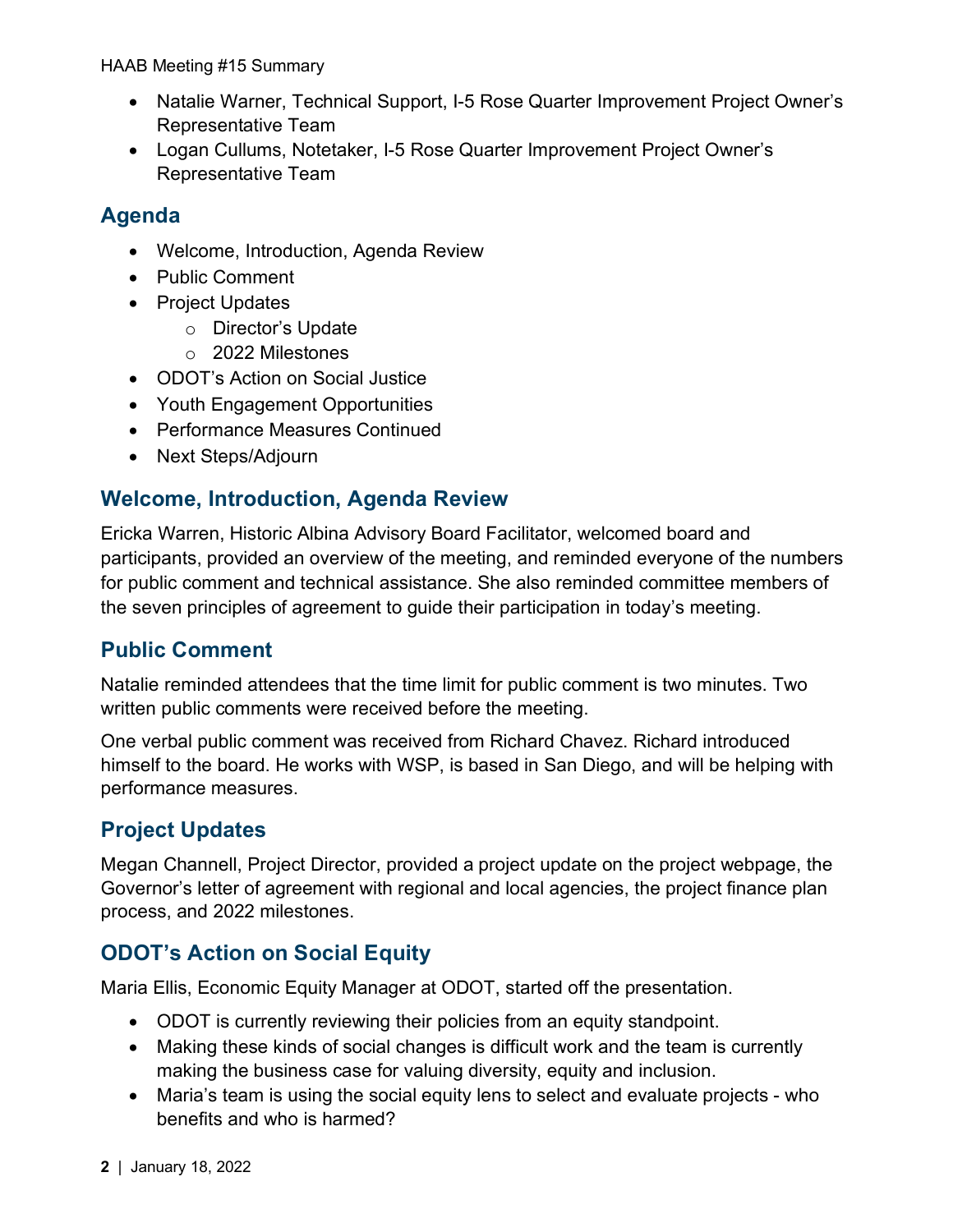- Natalie Warner, Technical Support, I-5 Rose Quarter Improvement Project Owner's Representative Team
- Logan Cullums, Notetaker, I-5 Rose Quarter Improvement Project Owner's Representative Team

## Agenda

- Welcome, Introduction, Agenda Review
- Public Comment
- Project Updates
    - Director's Update
    - 2022 Milestones
- ODOT's Action on Social Justice
- Youth Engagement Opportunities
- Performance Measures Continued
- Next Steps/Adjourn

## Welcome, Introduction, Agenda Review

Ericka Warren, Historic Albina Advisory Board Facilitator, welcomed board and participants, provided an overview of the meeting, and reminded everyone of the numbers for public comment and technical assistance. She also reminded committee members of the seven principles of agreement to guide their participation in today's meeting.

## Public Comment

Natalie reminded attendees that the time limit for public comment is two minutes. Two written public comments were received before the meeting.

One verbal public comment was received from Richard Chavez. Richard introduced himself to the board. He works with WSP, is based in San Diego, and will be helping with performance measures.

## Project Updates

Megan Channell, Project Director, provided a project update on the project webpage, the Governor's letter of agreement with regional and local agencies, the project finance plan process, and 2022 milestones.

## ODOT's Action on Social Equity

Maria Ellis, Economic Equity Manager at ODOT, started off the presentation.

- ODOT is currently reviewing their policies from an equity standpoint.
- Making these kinds of social changes is difficult work and the team is currently making the business case for valuing diversity, equity and inclusion.
- Maria's team is using the social equity lens to select and evaluate projects - who benefits and who is harmed?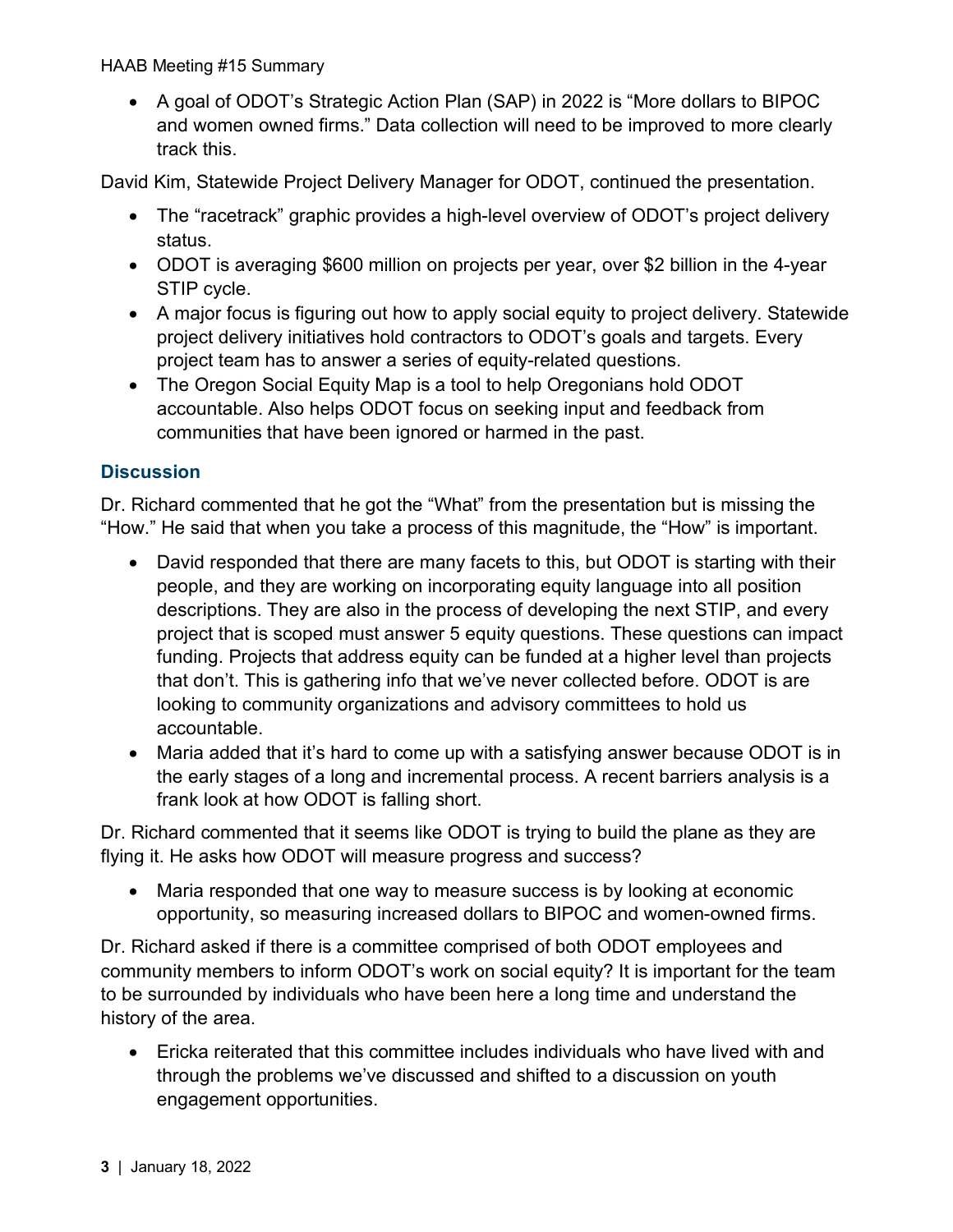- A goal of ODOT's Strategic Action Plan (SAP) in 2022 is "More dollars to BIPOC and women owned firms." Data collection will need to be improved to more clearly track this.

David Kim, Statewide Project Delivery Manager for ODOT, continued the presentation.

- The "racetrack" graphic provides a high-level overview of ODOT's project delivery status.
- ODOT is averaging $600 million on projects per year, over $2 billion in the 4-year STIP cycle.
- A major focus is figuring out how to apply social equity to project delivery. Statewide project delivery initiatives hold contractors to ODOT's goals and targets. Every project team has to answer a series of equity-related questions.
- The Oregon Social Equity Map is a tool to help Oregonians hold ODOT accountable. Also helps ODOT focus on seeking input and feedback from communities that have been ignored or harmed in the past.

### Discussion

Dr. Richard commented that he got the "What" from the presentation but is missing the "How." He said that when you take a process of this magnitude, the "How" is important.

- David responded that there are many facets to this, but ODOT is starting with their people, and they are working on incorporating equity language into all position descriptions. They are also in the process of developing the next STIP, and every project that is scoped must answer 5 equity questions. These questions can impact funding. Projects that address equity can be funded at a higher level than projects that don't. This is gathering info that we've never collected before. ODOT is are looking to community organizations and advisory committees to hold us accountable.
- Maria added that it's hard to come up with a satisfying answer because ODOT is in the early stages of a long and incremental process. A recent barriers analysis is a frank look at how ODOT is falling short.

Dr. Richard commented that it seems like ODOT is trying to build the plane as they are flying it. He asks how ODOT will measure progress and success?

- Maria responded that one way to measure success is by looking at economic opportunity, so measuring increased dollars to BIPOC and women-owned firms.

Dr. Richard asked if there is a committee comprised of both ODOT employees and community members to inform ODOT's work on social equity? It is important for the team to be surrounded by individuals who have been here a long time and understand the history of the area.

- Ericka reiterated that this committee includes individuals who have lived with and through the problems we've discussed and shifted to a discussion on youth engagement opportunities.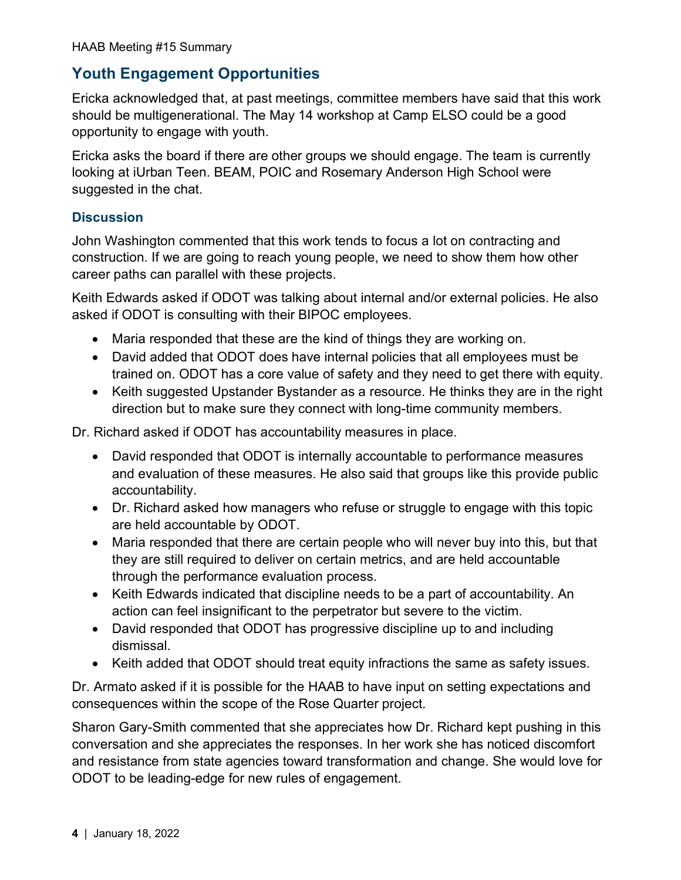## Youth Engagement Opportunities

Ericka acknowledged that, at past meetings, committee members have said that this work should be multigenerational. The May 14 workshop at Camp ELSO could be a good opportunity to engage with youth.

Ericka asks the board if there are other groups we should engage. The team is currently looking at iUrban Teen. BEAM, POIC and Rosemary Anderson High School were suggested in the chat.

### Discussion

John Washington commented that this work tends to focus a lot on contracting and construction. If we are going to reach young people, we need to show them how other career paths can parallel with these projects.

Keith Edwards asked if ODOT was talking about internal and/or external policies. He also asked if ODOT is consulting with their BIPOC employees.

- Maria responded that these are the kind of things they are working on.
- David added that ODOT does have internal policies that all employees must be trained on. ODOT has a core value of safety and they need to get there with equity.
- Keith suggested Upstander Bystander as a resource. He thinks they are in the right direction but to make sure they connect with long-time community members.

Dr. Richard asked if ODOT has accountability measures in place.

- David responded that ODOT is internally accountable to performance measures and evaluation of these measures. He also said that groups like this provide public accountability.
- Dr. Richard asked how managers who refuse or struggle to engage with this topic are held accountable by ODOT.
- Maria responded that there are certain people who will never buy into this, but that they are still required to deliver on certain metrics, and are held accountable through the performance evaluation process.
- Keith Edwards indicated that discipline needs to be a part of accountability. An action can feel insignificant to the perpetrator but severe to the victim.
- David responded that ODOT has progressive discipline up to and including dismissal.
- Keith added that ODOT should treat equity infractions the same as safety issues.

Dr. Armato asked if it is possible for the HAAB to have input on setting expectations and consequences within the scope of the Rose Quarter project.

Sharon Gary-Smith commented that she appreciates how Dr. Richard kept pushing in this conversation and she appreciates the responses. In her work she has noticed discomfort and resistance from state agencies toward transformation and change. She would love for ODOT to be leading-edge for new rules of engagement.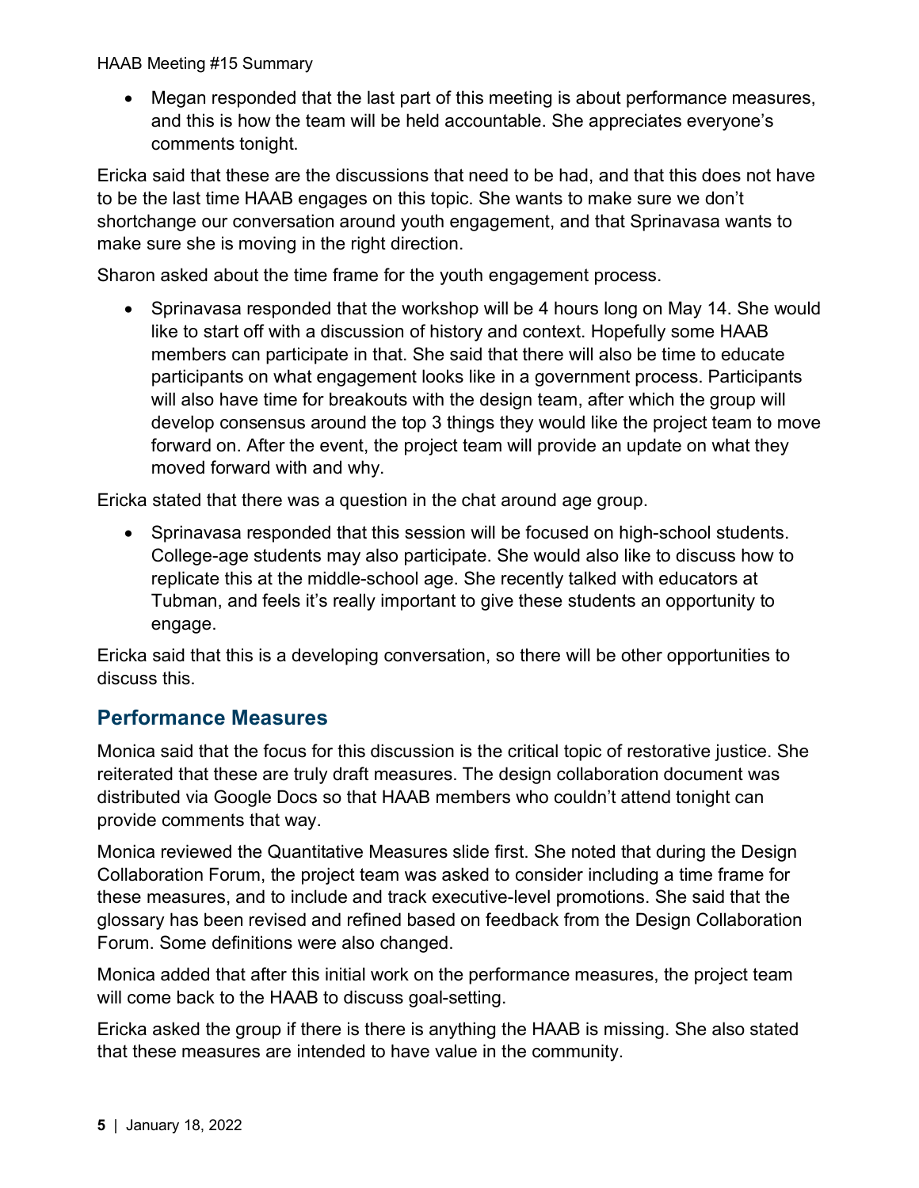- Megan responded that the last part of this meeting is about performance measures, and this is how the team will be held accountable. She appreciates everyone's comments tonight.

Ericka said that these are the discussions that need to be had, and that this does not have to be the last time HAAB engages on this topic. She wants to make sure we don't shortchange our conversation around youth engagement, and that Sprinavasa wants to make sure she is moving in the right direction.

Sharon asked about the time frame for the youth engagement process.

- Sprinavasa responded that the workshop will be 4 hours long on May 14. She would like to start off with a discussion of history and context. Hopefully some HAAB members can participate in that. She said that there will also be time to educate participants on what engagement looks like in a government process. Participants will also have time for breakouts with the design team, after which the group will develop consensus around the top 3 things they would like the project team to move forward on. After the event, the project team will provide an update on what they moved forward with and why.

Ericka stated that there was a question in the chat around age group.

- Sprinavasa responded that this session will be focused on high-school students. College-age students may also participate. She would also like to discuss how to replicate this at the middle-school age. She recently talked with educators at Tubman, and feels it's really important to give these students an opportunity to engage.

Ericka said that this is a developing conversation, so there will be other opportunities to discuss this.

## Performance Measures

Monica said that the focus for this discussion is the critical topic of restorative justice. She reiterated that these are truly draft measures. The design collaboration document was distributed via Google Docs so that HAAB members who couldn't attend tonight can provide comments that way.

Monica reviewed the Quantitative Measures slide first. She noted that during the Design Collaboration Forum, the project team was asked to consider including a time frame for these measures, and to include and track executive-level promotions. She said that the glossary has been revised and refined based on feedback from the Design Collaboration Forum. Some definitions were also changed.

Monica added that after this initial work on the performance measures, the project team will come back to the HAAB to discuss goal-setting.

Ericka asked the group if there is there is anything the HAAB is missing. She also stated that these measures are intended to have value in the community.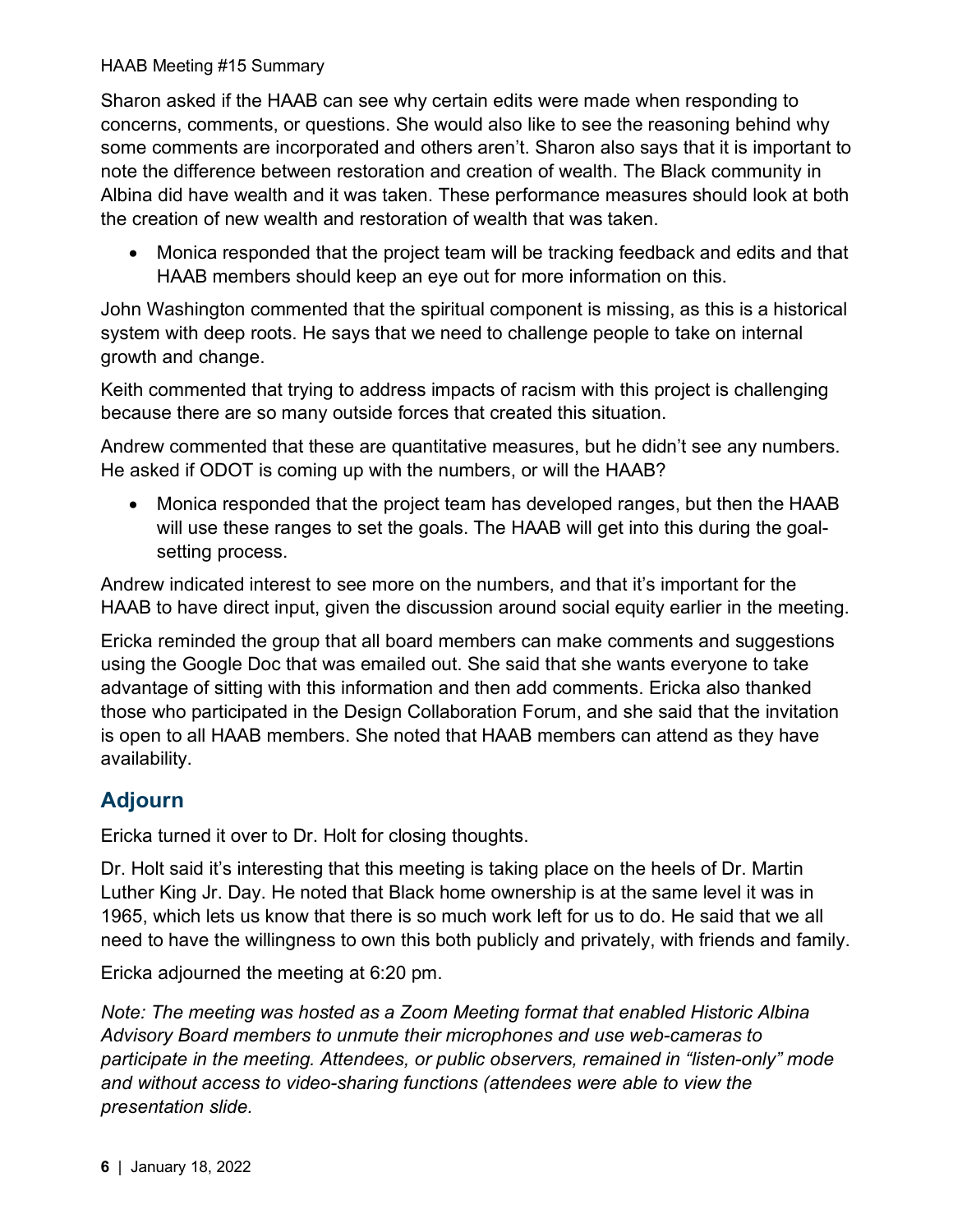Sharon asked if the HAAB can see why certain edits were made when responding to concerns, comments, or questions. She would also like to see the reasoning behind why some comments are incorporated and others aren't. Sharon also says that it is important to note the difference between restoration and creation of wealth. The Black community in Albina did have wealth and it was taken. These performance measures should look at both the creation of new wealth and restoration of wealth that was taken.

- Monica responded that the project team will be tracking feedback and edits and that HAAB members should keep an eye out for more information on this.

John Washington commented that the spiritual component is missing, as this is a historical system with deep roots. He says that we need to challenge people to take on internal growth and change.

Keith commented that trying to address impacts of racism with this project is challenging because there are so many outside forces that created this situation.

Andrew commented that these are quantitative measures, but he didn't see any numbers. He asked if ODOT is coming up with the numbers, or will the HAAB?

- Monica responded that the project team has developed ranges, but then the HAAB will use these ranges to set the goals. The HAAB will get into this during the goal-setting process.

Andrew indicated interest to see more on the numbers, and that it's important for the HAAB to have direct input, given the discussion around social equity earlier in the meeting.

Ericka reminded the group that all board members can make comments and suggestions using the Google Doc that was emailed out. She said that she wants everyone to take advantage of sitting with this information and then add comments. Ericka also thanked those who participated in the Design Collaboration Forum, and she said that the invitation is open to all HAAB members. She noted that HAAB members can attend as they have availability.

## Adjourn

Ericka turned it over to Dr. Holt for closing thoughts.

Dr. Holt said it's interesting that this meeting is taking place on the heels of Dr. Martin Luther King Jr. Day. He noted that Black home ownership is at the same level it was in 1965, which lets us know that there is so much work left for us to do. He said that we all need to have the willingness to own this both publicly and privately, with friends and family.

Ericka adjourned the meeting at 6:20 pm.

*Note: The meeting was hosted as a Zoom Meeting format that enabled Historic Albina Advisory Board members to unmute their microphones and use web-cameras to participate in the meeting. Attendees, or public observers, remained in "listen-only" mode and without access to video-sharing functions (attendees were able to view the presentation slide.*